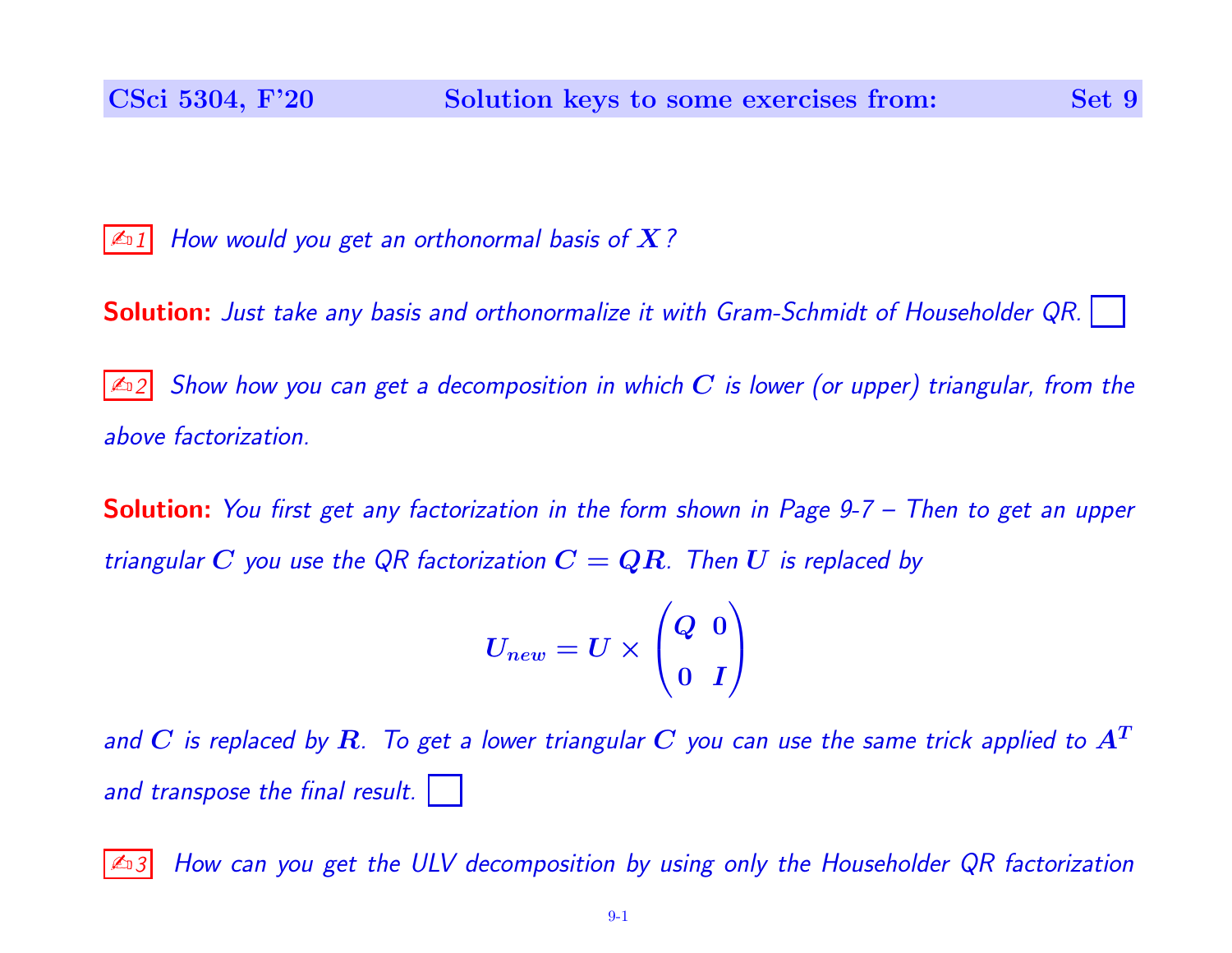✍1 *How would you get an orthonormal basis of $X$?*

**Solution:** *Just take any basis and orthonormalize it with Gram-Schmidt of Householder QR.* ☐

✍2 *Show how you can get a decomposition in which $C$ is lower (or upper) triangular, from the above factorization.*

**Solution:** *You first get any factorization in the form shown in Page 9-7 – Then to get an upper triangular $C$ you use the QR factorization $C = QR$. Then $U$ is replaced by*

$$U_{new} = U \times \begin{pmatrix} Q & 0 \\ 0 & I \end{pmatrix}$$

*and $C$ is replaced by $R$. To get a lower triangular $C$ you can use the same trick applied to $A^T$ and transpose the final result.* ☐

✍3 *How can you get the ULV decomposition by using only the Householder QR factorization*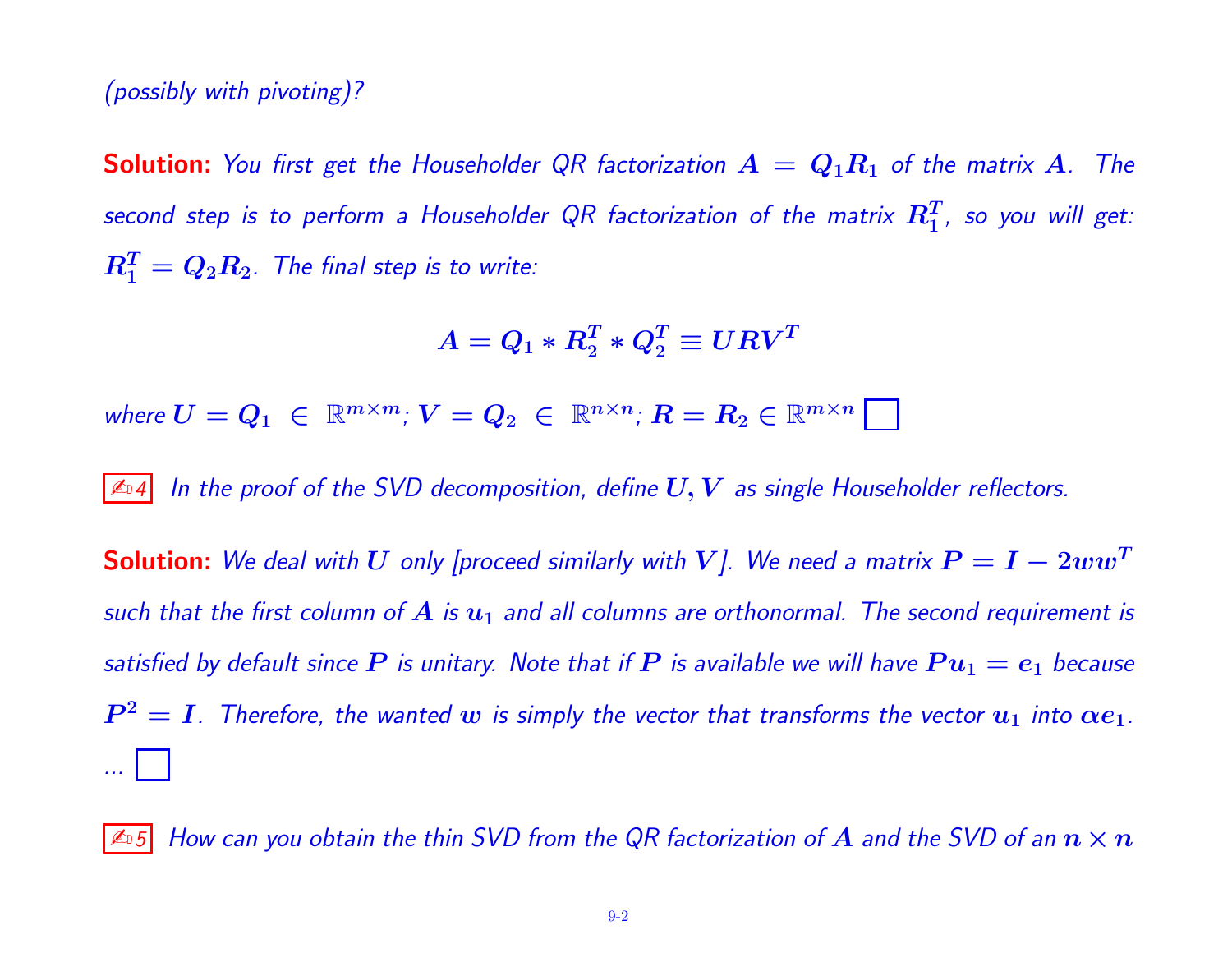*(possibly with pivoting)?*

**Solution:** *You first get the Householder QR factorization $A = Q_1 R_1$ of the matrix $A$. The second step is to perform a Householder QR factorization of the matrix $R_1^T$, so you will get: $R_1^T = Q_2 R_2$. The final step is to write:*

$$A = Q_1 * R_2^T * Q_2^T \equiv URV^T$$

*where $U = Q_1 \in \mathbb{R}^{m\times m}$; $V = Q_2 \in \mathbb{R}^{n\times n}$; $R = R_2 \in \mathbb{R}^{m\times n}$* □

✍4 *In the proof of the SVD decomposition, define $U, V$ as single Householder reflectors.*

**Solution:** *We deal with $U$ only [proceed similarly with $V$]. We need a matrix $P = I - 2ww^T$ such that the first column of $A$ is $u_1$ and all columns are orthonormal. The second requirement is satisfied by default since $P$ is unitary. Note that if $P$ is available we will have $Pu_1 = e_1$ because $P^2 = I$. Therefore, the wanted $w$ is simply the vector that transforms the vector $u_1$ into $\alpha e_1$. ...* □

✍5 *How can you obtain the thin SVD from the QR factorization of $A$ and the SVD of an $n \times n$*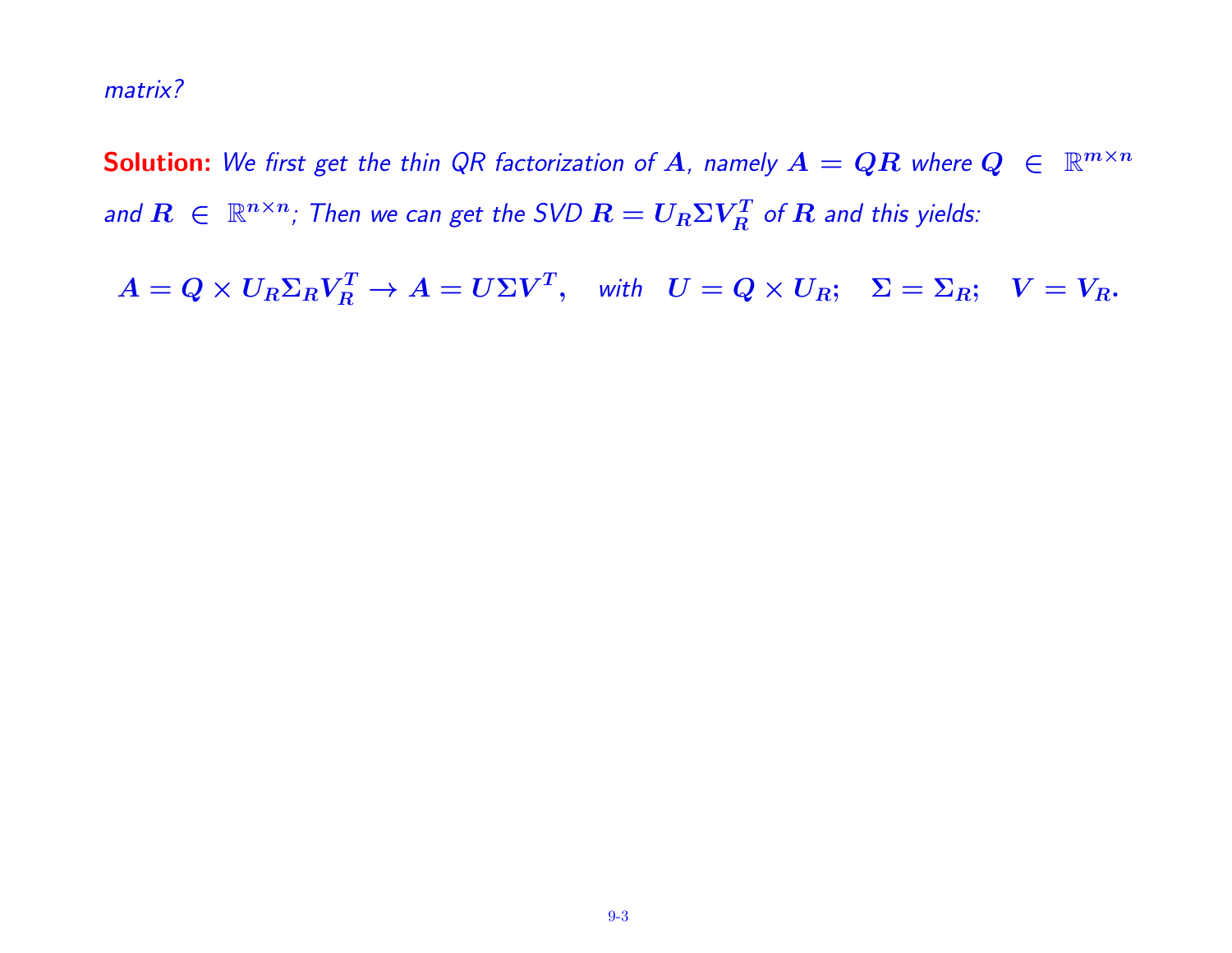*matrix?*

**Solution:** *We first get the thin QR factorization of $A$, namely $A = QR$ where $Q \in \mathbb{R}^{m\times n}$ and $R \in \mathbb{R}^{n\times n}$; Then we can get the SVD $R = U_R \Sigma V_R^T$ of $R$ and this yields:*

$$A = Q \times U_R \Sigma_R V_R^T \rightarrow A = U\Sigma V^T, \quad \textit{with} \quad U = Q \times U_R; \quad \Sigma = \Sigma_R; \quad V = V_R.$$